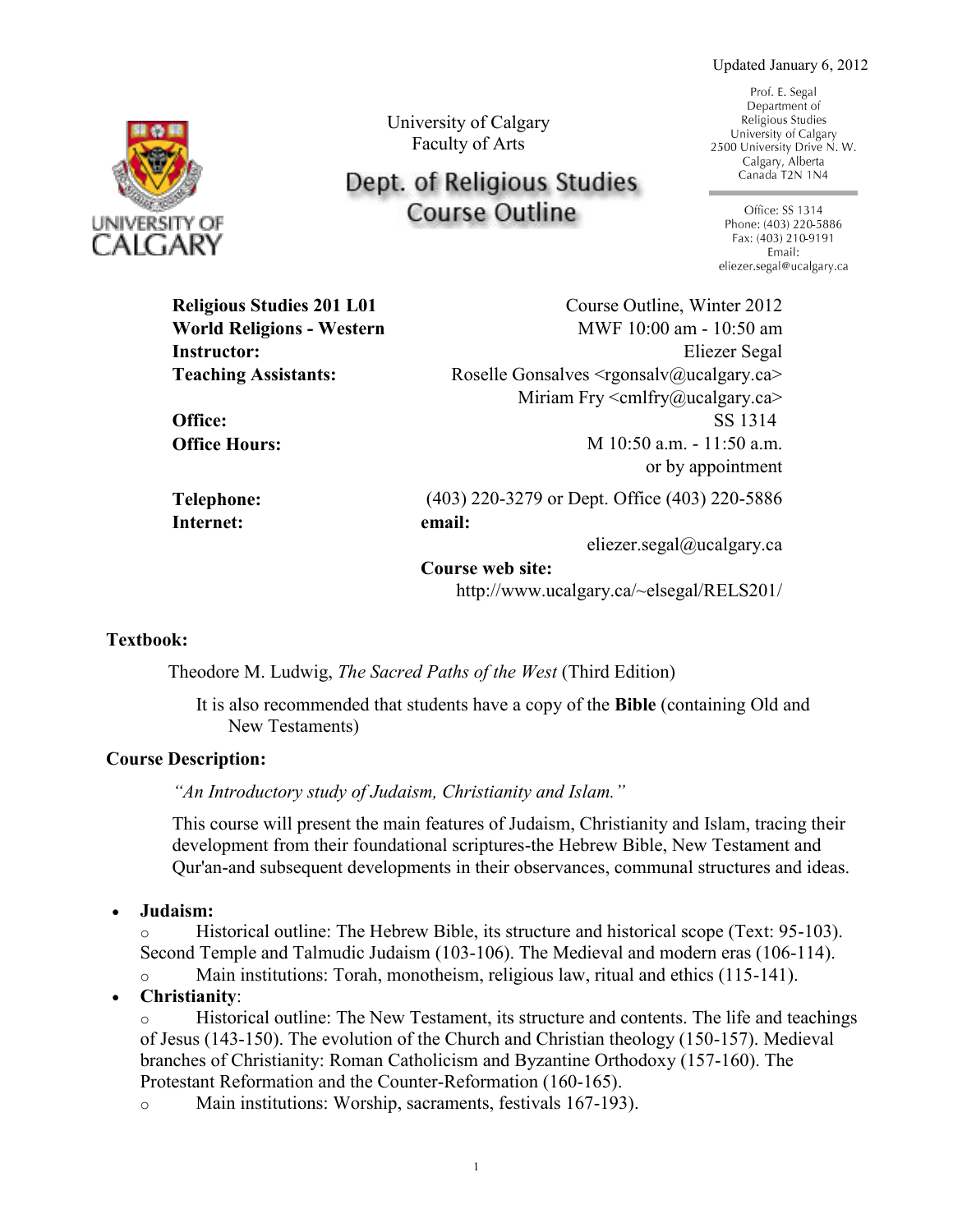Updated January 6, 2012

University of Calgary
Faculty of Arts

# Dept. of Religious Studies Course Outline

Prof. E. Segal
Department of
Religious Studies
University of Calgary
2500 University Drive N. W.
Calgary, Alberta
Canada T2N 1N4

Office: SS 1314
Phone: (403) 220-5886
Fax: (403) 210-9191
Email:
eliezer.segal@ucalgary.ca

| | |
|---|---|
| **Religious Studies 201 L01** | Course Outline, Winter 2012 |
| **World Religions - Western** | MWF 10:00 am - 10:50 am |
| **Instructor:** | Eliezer Segal |
| **Teaching Assistants:** | Roselle Gonsalves <rgonsalv@ucalgary.ca> |
| | Miriam Fry <cmlfry@ucalgary.ca> |
| **Office:** | SS 1314 |
| **Office Hours:** | M 10:50 a.m. - 11:50 a.m. or by appointment |
| **Telephone:** | (403) 220-3279 or Dept. Office (403) 220-5886 |
| **Internet:** | **email:** eliezer.segal@ucalgary.ca |
| | **Course web site:** http://www.ucalgary.ca/~elsegal/RELS201/ |

## Textbook:

Theodore M. Ludwig, *The Sacred Paths of the West* (Third Edition)

It is also recommended that students have a copy of the **Bible** (containing Old and New Testaments)

## Course Description:

*"An Introductory study of Judaism, Christianity and Islam."*

This course will present the main features of Judaism, Christianity and Islam, tracing their development from their foundational scriptures-the Hebrew Bible, New Testament and Qur'an-and subsequent developments in their observances, communal structures and ideas.

- **Judaism:**
  - Historical outline: The Hebrew Bible, its structure and historical scope (Text: 95-103). Second Temple and Talmudic Judaism (103-106). The Medieval and modern eras (106-114).
  - Main institutions: Torah, monotheism, religious law, ritual and ethics (115-141).
- **Christianity**:
  - Historical outline: The New Testament, its structure and contents. The life and teachings of Jesus (143-150). The evolution of the Church and Christian theology (150-157). Medieval branches of Christianity: Roman Catholicism and Byzantine Orthodoxy (157-160). The Protestant Reformation and the Counter-Reformation (160-165).
  - Main institutions: Worship, sacraments, festivals 167-193).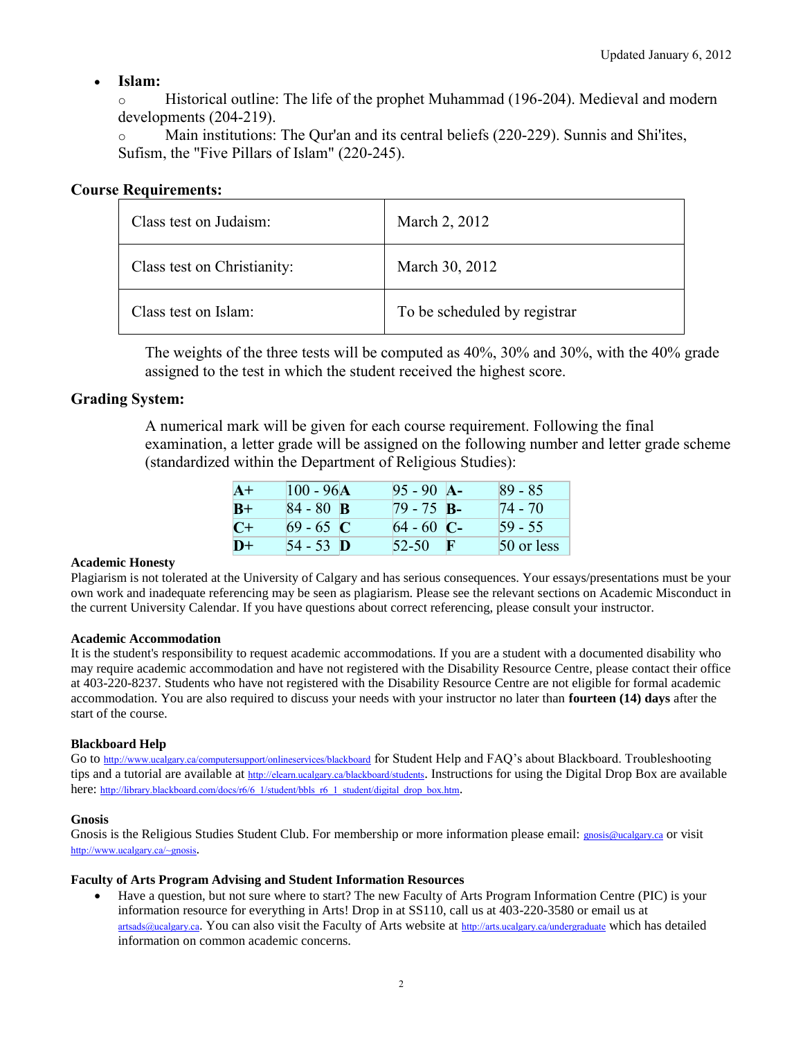- **Islam:**
  - Historical outline: The life of the prophet Muhammad (196-204). Medieval and modern developments (204-219).
  - Main institutions: The Qur'an and its central beliefs (220-229). Sunnis and Shi'ites, Sufism, the "Five Pillars of Islam" (220-245).

### Course Requirements:

| Class test on Judaism: | March 2, 2012 |
|---|---|
| Class test on Christianity: | March 30, 2012 |
| Class test on Islam: | To be scheduled by registrar |

The weights of the three tests will be computed as 40%, 30% and 30%, with the 40% grade assigned to the test in which the student received the highest score.

### Grading System:

A numerical mark will be given for each course requirement. Following the final examination, a letter grade will be assigned on the following number and letter grade scheme (standardized within the Department of Religious Studies):

| **A+** | 100 - 96 | **A** | 95 - 90 | **A-** | 89 - 85 |
|---|---|---|---|---|---|
| **B+** | 84 - 80 | **B** | 79 - 75 | **B-** | 74 - 70 |
| **C+** | 69 - 65 | **C** | 64 - 60 | **C-** | 59 - 55 |
| **D+** | 54 - 53 | **D** | 52-50 | **F** | 50 or less |

#### Academic Honesty

Plagiarism is not tolerated at the University of Calgary and has serious consequences. Your essays/presentations must be your own work and inadequate referencing may be seen as plagiarism. Please see the relevant sections on Academic Misconduct in the current University Calendar. If you have questions about correct referencing, please consult your instructor.

#### Academic Accommodation

It is the student's responsibility to request academic accommodations. If you are a student with a documented disability who may require academic accommodation and have not registered with the Disability Resource Centre, please contact their office at 403-220-8237. Students who have not registered with the Disability Resource Centre are not eligible for formal academic accommodation. You are also required to discuss your needs with your instructor no later than **fourteen (14) days** after the start of the course.

#### Blackboard Help

Go to http://www.ucalgary.ca/computersupport/onlineservices/blackboard for Student Help and FAQ's about Blackboard. Troubleshooting tips and a tutorial are available at http://elearn.ucalgary.ca/blackboard/students. Instructions for using the Digital Drop Box are available here: http://library.blackboard.com/docs/r6/6_1/student/bbls_r6_1_student/digital_drop_box.htm.

#### Gnosis

Gnosis is the Religious Studies Student Club. For membership or more information please email: gnosis@ucalgary.ca or visit http://www.ucalgary.ca/~gnosis.

#### Faculty of Arts Program Advising and Student Information Resources

- Have a question, but not sure where to start? The new Faculty of Arts Program Information Centre (PIC) is your information resource for everything in Arts! Drop in at SS110, call us at 403-220-3580 or email us at artsads@ucalgary.ca. You can also visit the Faculty of Arts website at http://arts.ucalgary.ca/undergraduate which has detailed information on common academic concerns.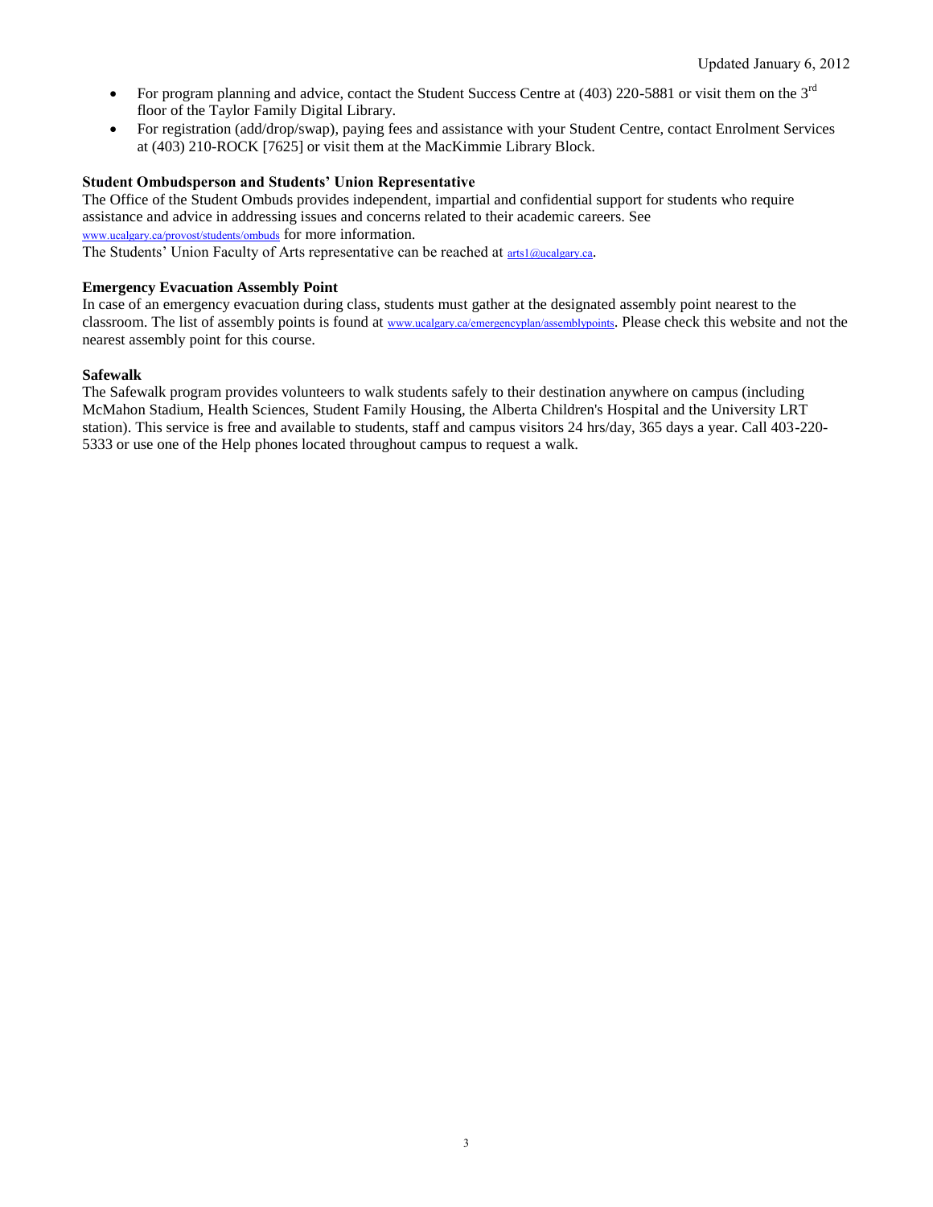Updated January 6, 2012

- For program planning and advice, contact the Student Success Centre at (403) 220-5881 or visit them on the 3rd floor of the Taylor Family Digital Library.
- For registration (add/drop/swap), paying fees and assistance with your Student Centre, contact Enrolment Services at (403) 210-ROCK [7625] or visit them at the MacKimmie Library Block.

**Student Ombudsperson and Students' Union Representative**

The Office of the Student Ombuds provides independent, impartial and confidential support for students who require assistance and advice in addressing issues and concerns related to their academic careers. See www.ucalgary.ca/provost/students/ombuds for more information.

The Students' Union Faculty of Arts representative can be reached at arts1@ucalgary.ca.

**Emergency Evacuation Assembly Point**

In case of an emergency evacuation during class, students must gather at the designated assembly point nearest to the classroom. The list of assembly points is found at www.ucalgary.ca/emergencyplan/assemblypoints. Please check this website and not the nearest assembly point for this course.

**Safewalk**

The Safewalk program provides volunteers to walk students safely to their destination anywhere on campus (including McMahon Stadium, Health Sciences, Student Family Housing, the Alberta Children's Hospital and the University LRT station). This service is free and available to students, staff and campus visitors 24 hrs/day, 365 days a year. Call 403-220-5333 or use one of the Help phones located throughout campus to request a walk.